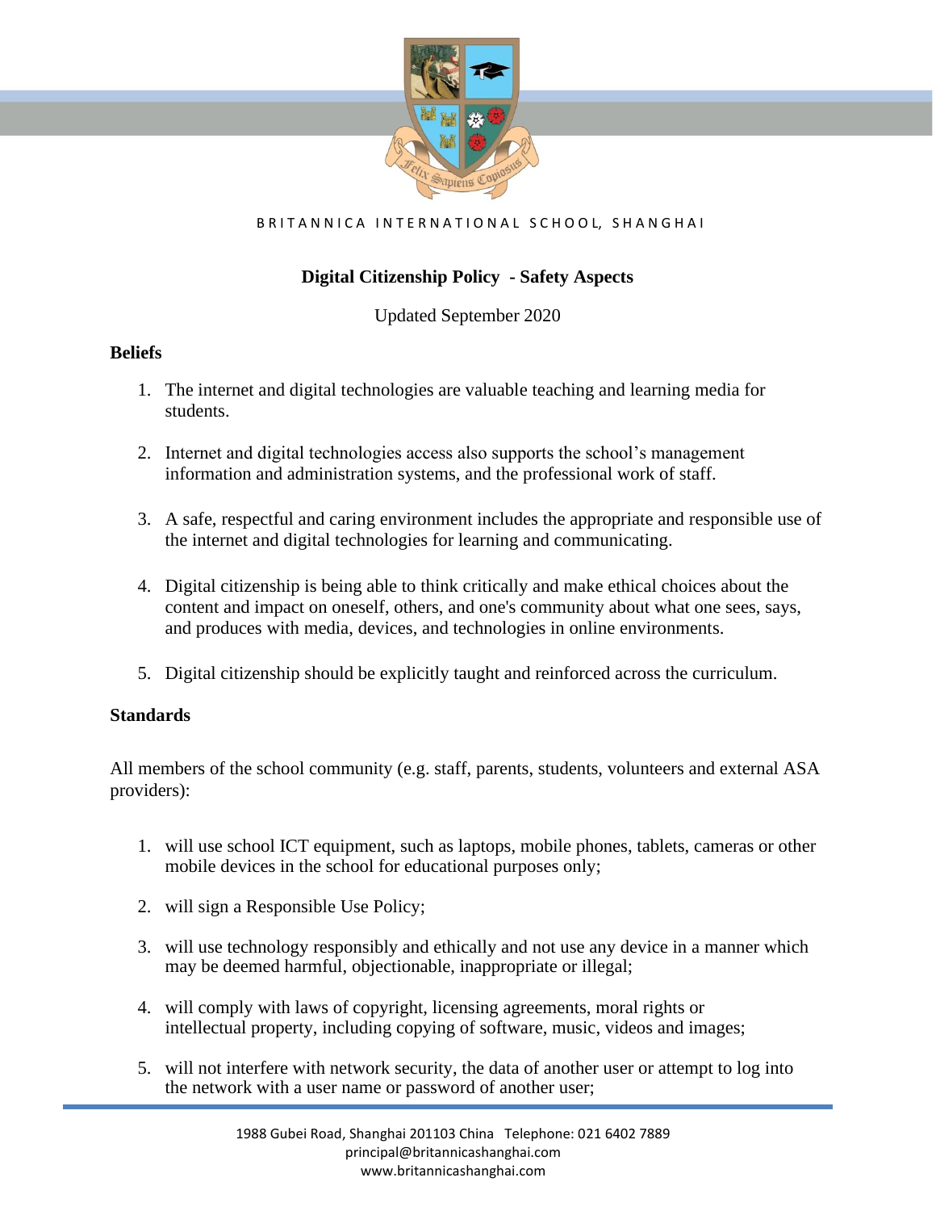BRITANNICA INTERNATIONAL SCHOOL, SHANGHAI

# Digital Citizenship Policy - Safety Aspects

Updated September 2020

## Beliefs

1. The internet and digital technologies are valuable teaching and learning media for students.

2. Internet and digital technologies access also supports the school's management information and administration systems, and the professional work of staff.

3. A safe, respectful and caring environment includes the appropriate and responsible use of the internet and digital technologies for learning and communicating.

4. Digital citizenship is being able to think critically and make ethical choices about the content and impact on oneself, others, and one's community about what one sees, says, and produces with media, devices, and technologies in online environments.

5. Digital citizenship should be explicitly taught and reinforced across the curriculum.

## Standards

All members of the school community (e.g. staff, parents, students, volunteers and external ASA providers):

1. will use school ICT equipment, such as laptops, mobile phones, tablets, cameras or other mobile devices in the school for educational purposes only;

2. will sign a Responsible Use Policy;

3. will use technology responsibly and ethically and not use any device in a manner which may be deemed harmful, objectionable, inappropriate or illegal;

4. will comply with laws of copyright, licensing agreements, moral rights or intellectual property, including copying of software, music, videos and images;

5. will not interfere with network security, the data of another user or attempt to log into the network with a user name or password of another user;

1988 Gubei Road, Shanghai 201103 China Telephone: 021 6402 7889
principal@britannicashanghai.com
www.britannicashanghai.com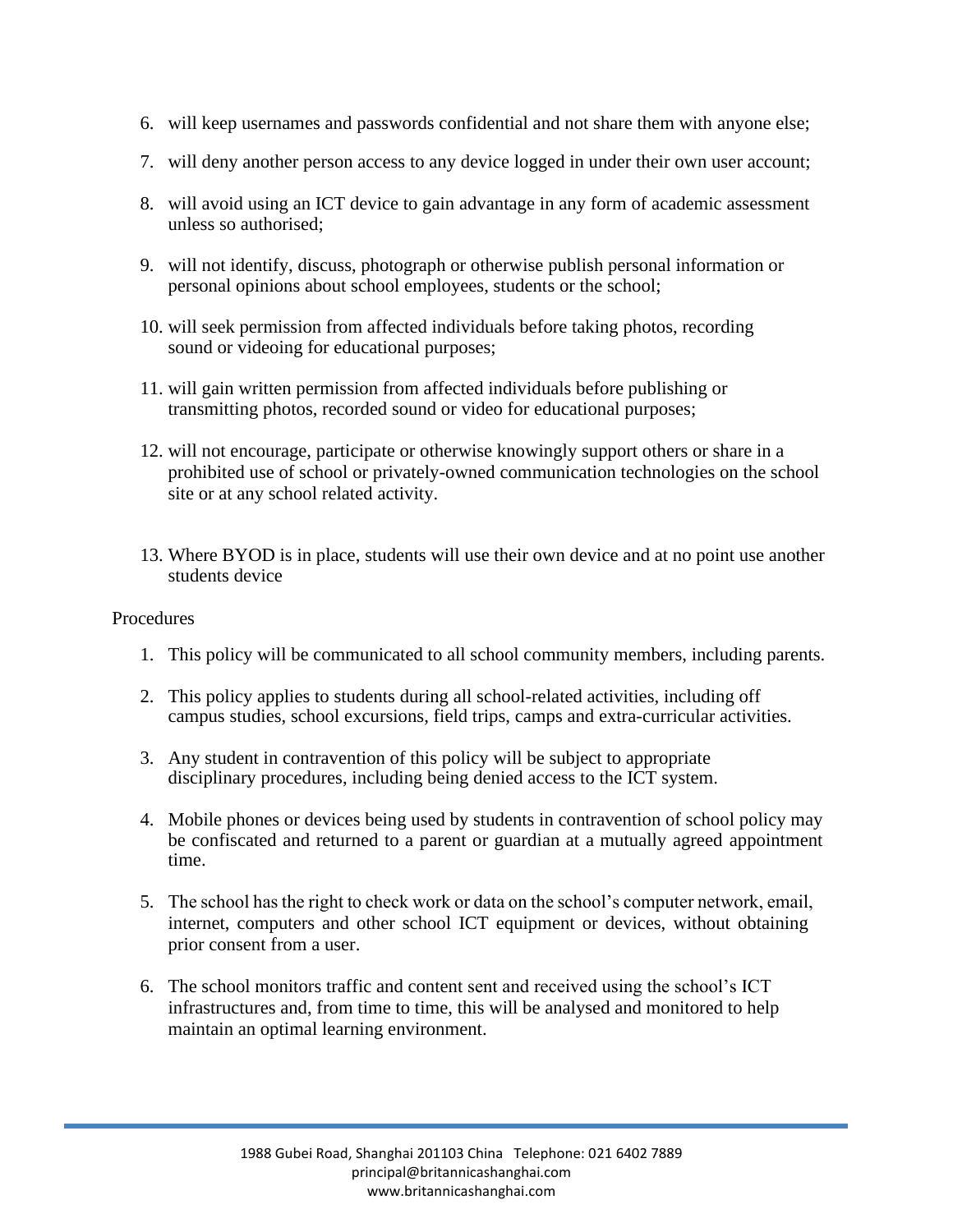6. will keep usernames and passwords confidential and not share them with anyone else;

7. will deny another person access to any device logged in under their own user account;

8. will avoid using an ICT device to gain advantage in any form of academic assessment unless so authorised;

9. will not identify, discuss, photograph or otherwise publish personal information or personal opinions about school employees, students or the school;

10. will seek permission from affected individuals before taking photos, recording sound or videoing for educational purposes;

11. will gain written permission from affected individuals before publishing or transmitting photos, recorded sound or video for educational purposes;

12. will not encourage, participate or otherwise knowingly support others or share in a prohibited use of school or privately-owned communication technologies on the school site or at any school related activity.

13. Where BYOD is in place, students will use their own device and at no point use another students device

Procedures

1. This policy will be communicated to all school community members, including parents.

2. This policy applies to students during all school-related activities, including off campus studies, school excursions, field trips, camps and extra-curricular activities.

3. Any student in contravention of this policy will be subject to appropriate disciplinary procedures, including being denied access to the ICT system.

4. Mobile phones or devices being used by students in contravention of school policy may be confiscated and returned to a parent or guardian at a mutually agreed appointment time.

5. The school has the right to check work or data on the school's computer network, email, internet, computers and other school ICT equipment or devices, without obtaining prior consent from a user.

6. The school monitors traffic and content sent and received using the school's ICT infrastructures and, from time to time, this will be analysed and monitored to help maintain an optimal learning environment.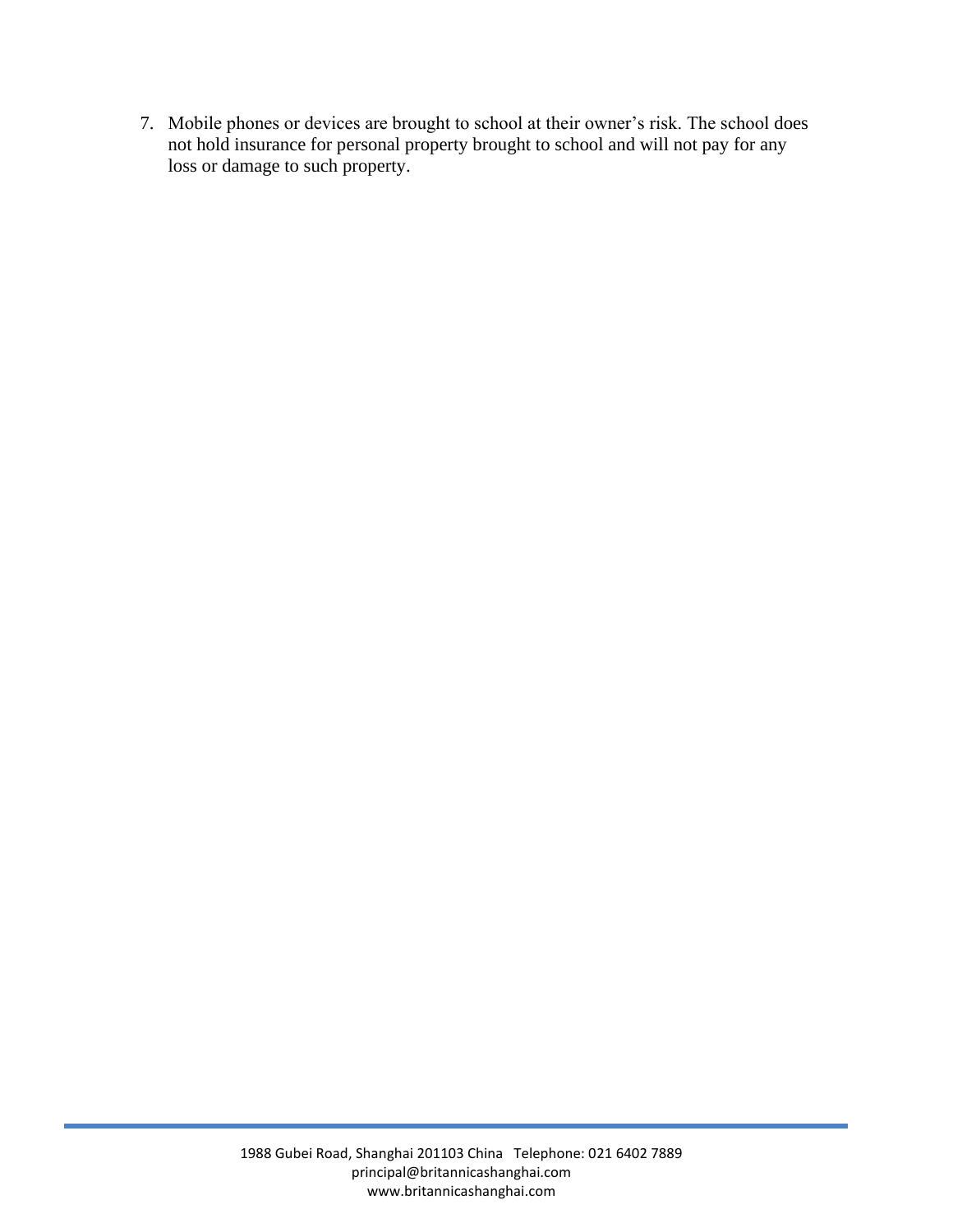7. Mobile phones or devices are brought to school at their owner's risk. The school does not hold insurance for personal property brought to school and will not pay for any loss or damage to such property.